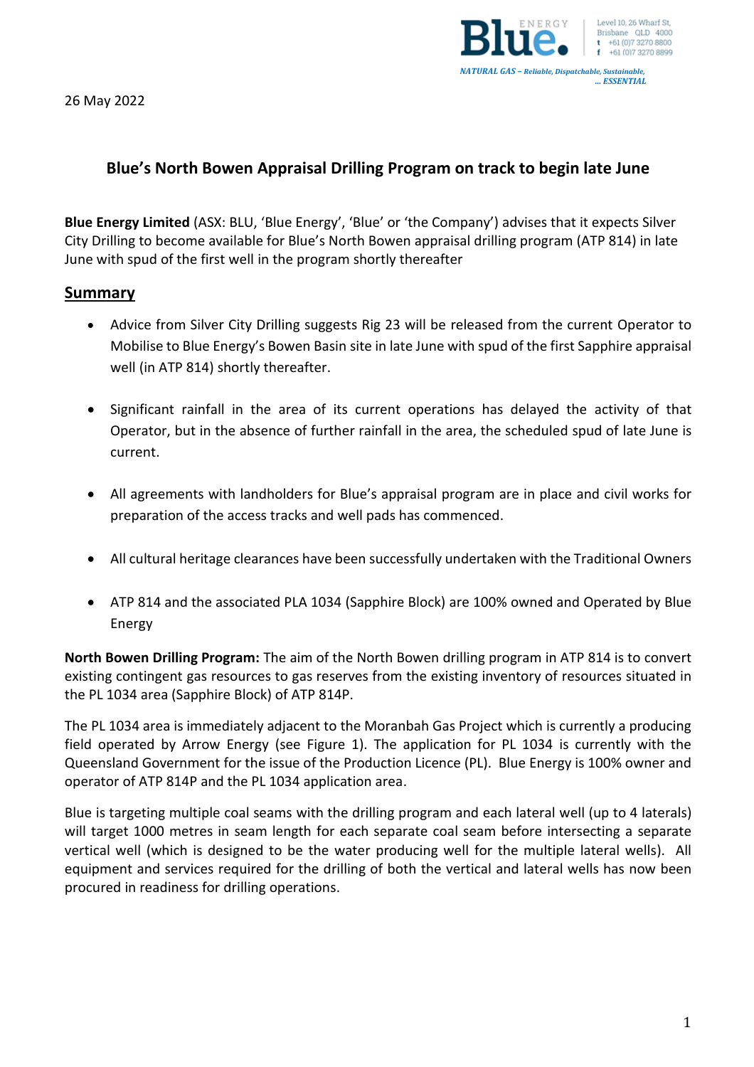26 May 2022

## Blue's North Bowen Appraisal Drilling Program on track to begin late June

**Blue Energy Limited** (ASX: BLU, 'Blue Energy', 'Blue' or 'the Company') advises that it expects Silver City Drilling to become available for Blue's North Bowen appraisal drilling program (ATP 814) in late June with spud of the first well in the program shortly thereafter

## Summary

- Advice from Silver City Drilling suggests Rig 23 will be released from the current Operator to Mobilise to Blue Energy's Bowen Basin site in late June with spud of the first Sapphire appraisal well (in ATP 814) shortly thereafter.
- Significant rainfall in the area of its current operations has delayed the activity of that Operator, but in the absence of further rainfall in the area, the scheduled spud of late June is current.
- All agreements with landholders for Blue's appraisal program are in place and civil works for preparation of the access tracks and well pads has commenced.
- All cultural heritage clearances have been successfully undertaken with the Traditional Owners
- ATP 814 and the associated PLA 1034 (Sapphire Block) are 100% owned and Operated by Blue Energy

**North Bowen Drilling Program:** The aim of the North Bowen drilling program in ATP 814 is to convert existing contingent gas resources to gas reserves from the existing inventory of resources situated in the PL 1034 area (Sapphire Block) of ATP 814P.

The PL 1034 area is immediately adjacent to the Moranbah Gas Project which is currently a producing field operated by Arrow Energy (see Figure 1). The application for PL 1034 is currently with the Queensland Government for the issue of the Production Licence (PL). Blue Energy is 100% owner and operator of ATP 814P and the PL 1034 application area.

Blue is targeting multiple coal seams with the drilling program and each lateral well (up to 4 laterals) will target 1000 metres in seam length for each separate coal seam before intersecting a separate vertical well (which is designed to be the water producing well for the multiple lateral wells). All equipment and services required for the drilling of both the vertical and lateral wells has now been procured in readiness for drilling operations.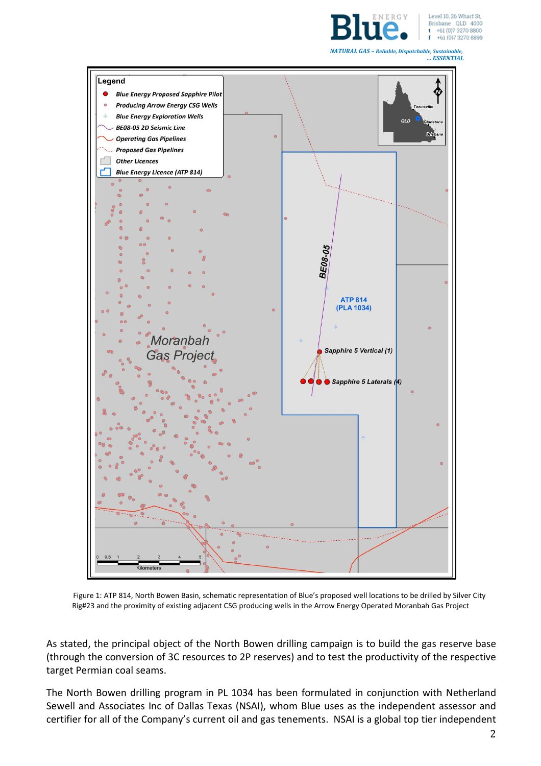Figure 1: ATP 814, North Bowen Basin, schematic representation of Blue's proposed well locations to be drilled by Silver City Rig#23 and the proximity of existing adjacent CSG producing wells in the Arrow Energy Operated Moranbah Gas Project

As stated, the principal object of the North Bowen drilling campaign is to build the gas reserve base (through the conversion of 3C resources to 2P reserves) and to test the productivity of the respective target Permian coal seams.

The North Bowen drilling program in PL 1034 has been formulated in conjunction with Netherland Sewell and Associates Inc of Dallas Texas (NSAI), whom Blue uses as the independent assessor and certifier for all of the Company's current oil and gas tenements. NSAI is a global top tier independent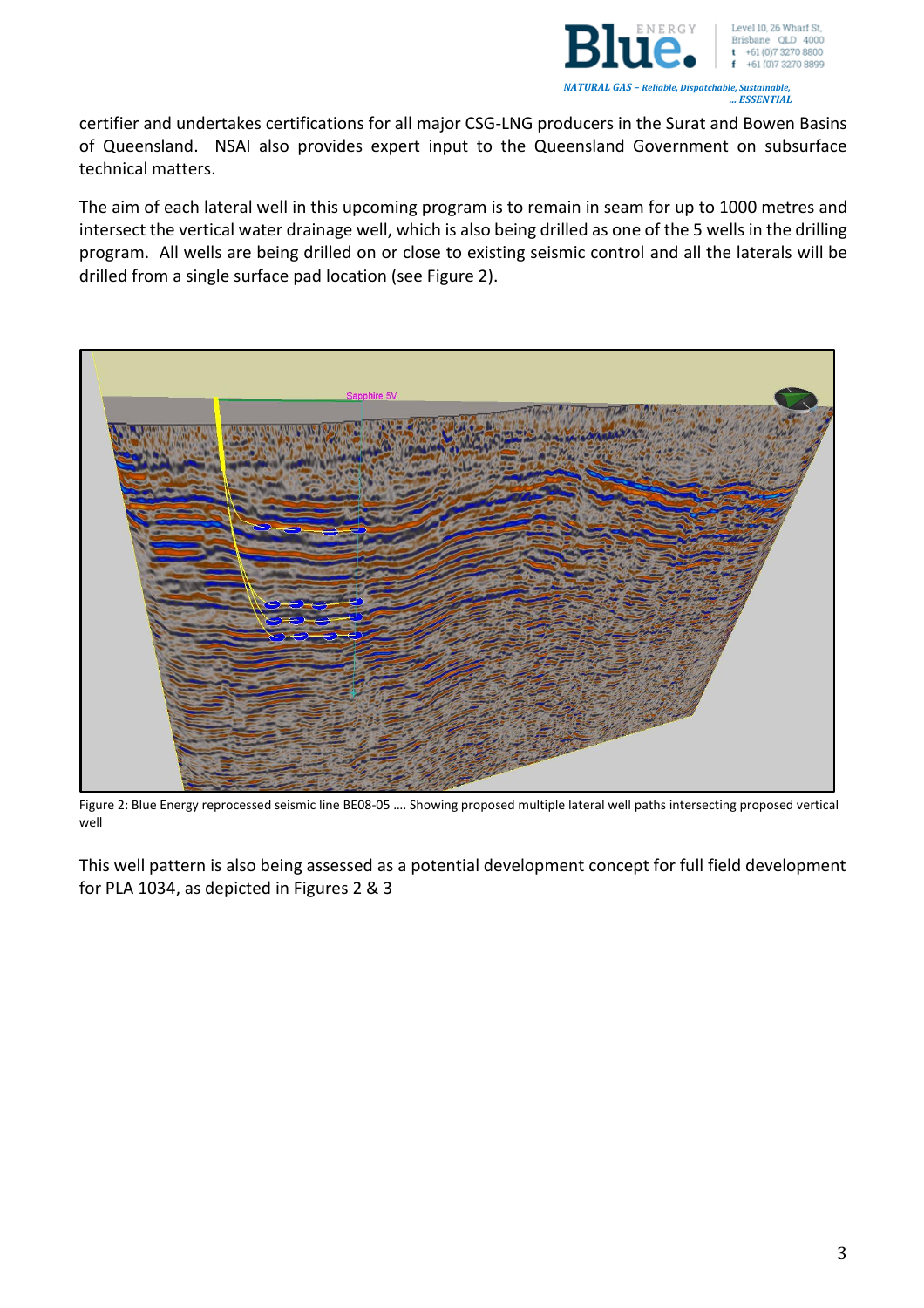certifier and undertakes certifications for all major CSG-LNG producers in the Surat and Bowen Basins of Queensland. NSAI also provides expert input to the Queensland Government on subsurface technical matters.

The aim of each lateral well in this upcoming program is to remain in seam for up to 1000 metres and intersect the vertical water drainage well, which is also being drilled as one of the 5 wells in the drilling program. All wells are being drilled on or close to existing seismic control and all the laterals will be drilled from a single surface pad location (see Figure 2).

Sapphire 5V

Figure 2: Blue Energy reprocessed seismic line BE08-05 …. Showing proposed multiple lateral well paths intersecting proposed vertical well

This well pattern is also being assessed as a potential development concept for full field development for PLA 1034, as depicted in Figures 2 & 3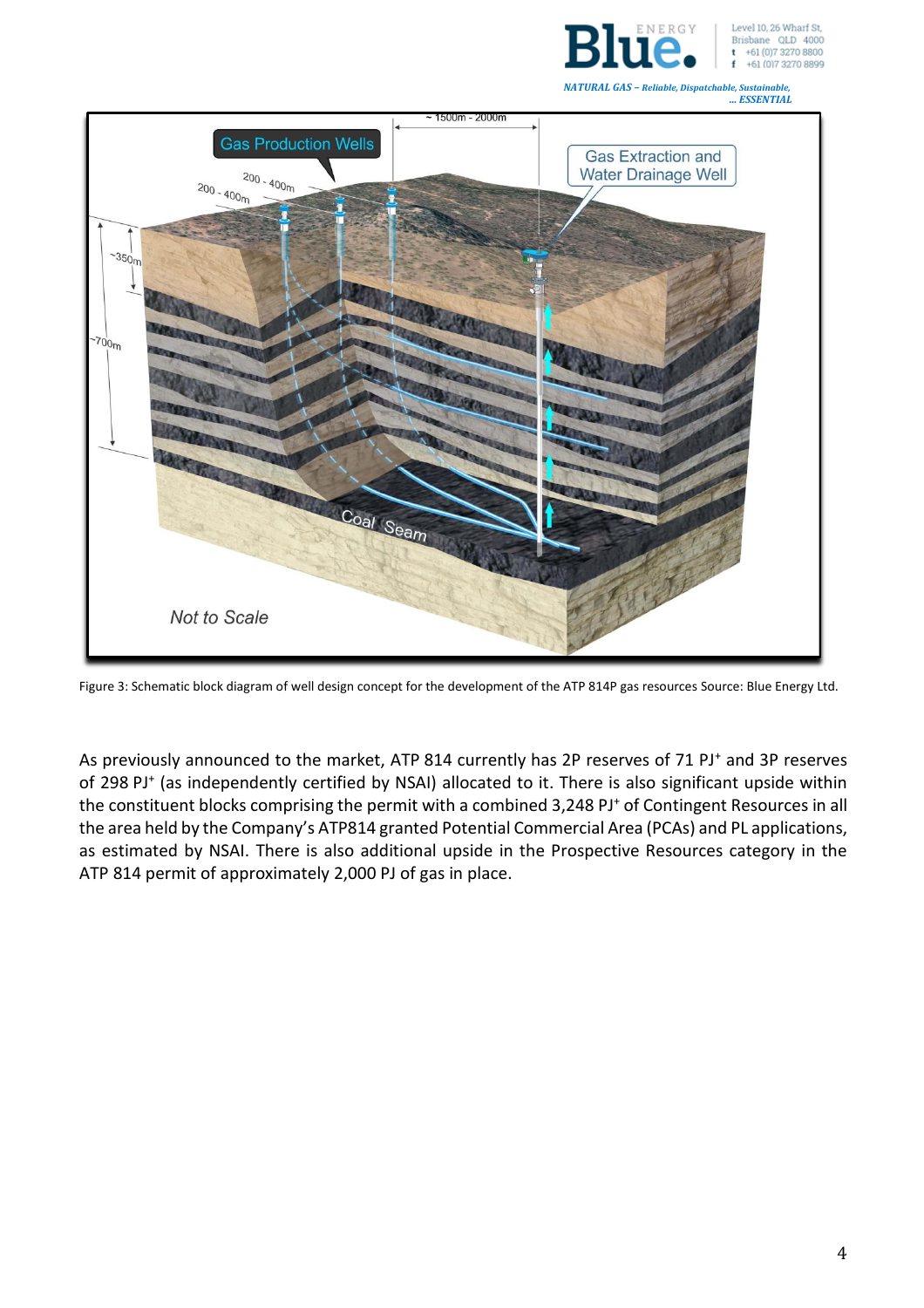~ 1500m - 2000m

Gas Production Wells

200 - 400m

200 - 400m

Gas Extraction and Water Drainage Well

~350m

~700m

Coal Seam

Not to Scale

Figure 3: Schematic block diagram of well design concept for the development of the ATP 814P gas resources Source: Blue Energy Ltd.

As previously announced to the market, ATP 814 currently has 2P reserves of 71 PJ⁺ and 3P reserves of 298 PJ⁺ (as independently certified by NSAI) allocated to it. There is also significant upside within the constituent blocks comprising the permit with a combined 3,248 PJ⁺ of Contingent Resources in all the area held by the Company's ATP814 granted Potential Commercial Area (PCAs) and PL applications, as estimated by NSAI. There is also additional upside in the Prospective Resources category in the ATP 814 permit of approximately 2,000 PJ of gas in place.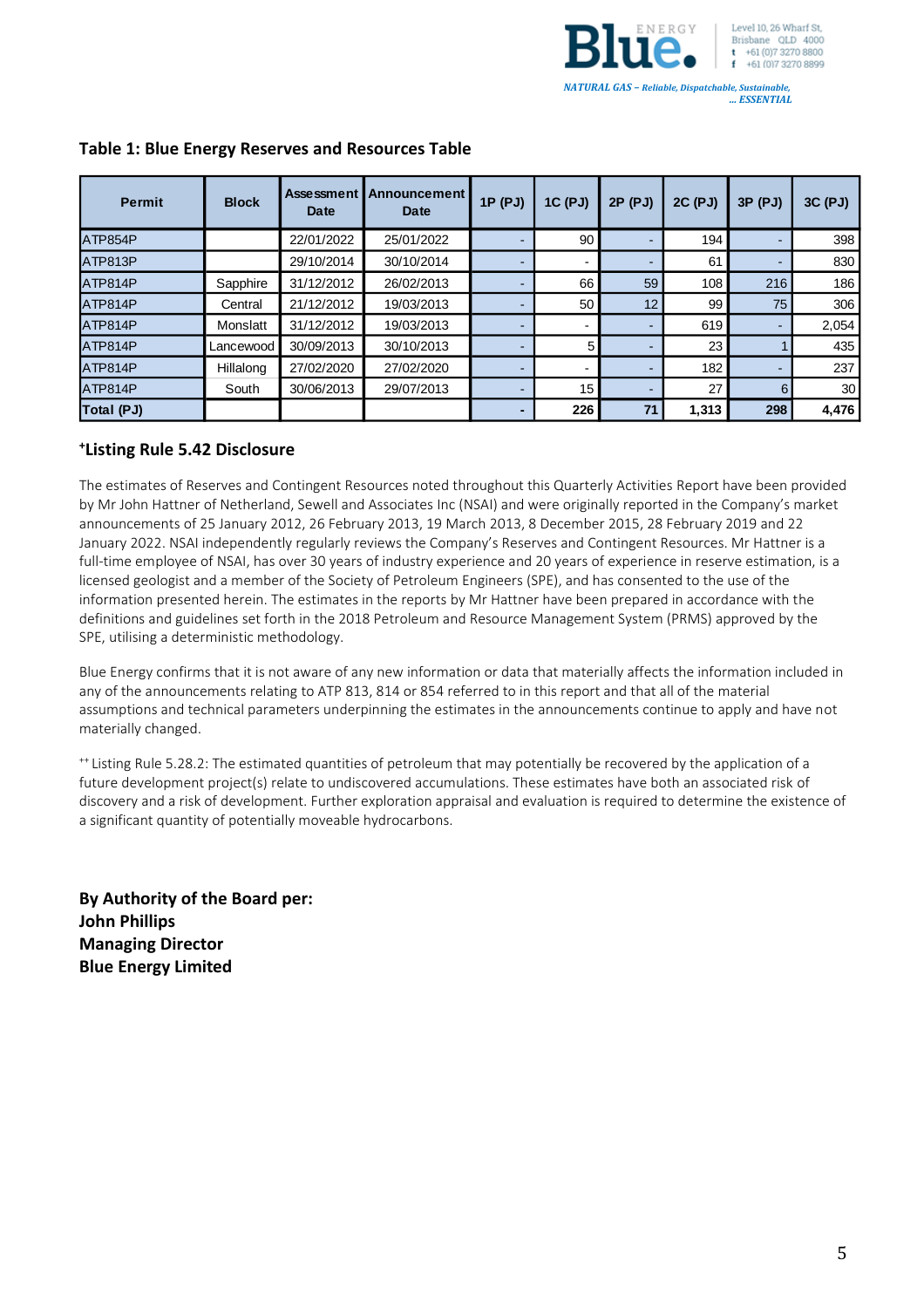## Table 1: Blue Energy Reserves and Resources Table

| Permit | Block | Assessment Date | Announcement Date | 1P (PJ) | 1C (PJ) | 2P (PJ) | 2C (PJ) | 3P (PJ) | 3C (PJ) |
|---|---|---|---|---|---|---|---|---|---|
| ATP854P | | 22/01/2022 | 25/01/2022 | - | 90 | - | 194 | - | 398 |
| ATP813P | | 29/10/2014 | 30/10/2014 | - | - | - | 61 | - | 830 |
| ATP814P | Sapphire | 31/12/2012 | 26/02/2013 | - | 66 | 59 | 108 | 216 | 186 |
| ATP814P | Central | 21/12/2012 | 19/03/2013 | - | 50 | 12 | 99 | 75 | 306 |
| ATP814P | Monslatt | 31/12/2012 | 19/03/2013 | - | - | - | 619 | - | 2,054 |
| ATP814P | Lancewood | 30/09/2013 | 30/10/2013 | - | 5 | - | 23 | 1 | 435 |
| ATP814P | Hillalong | 27/02/2020 | 27/02/2020 | - | - | - | 182 | - | 237 |
| ATP814P | South | 30/06/2013 | 29/07/2013 | - | 15 | - | 27 | 6 | 30 |
| **Total (PJ)** | | | | **-** | **226** | **71** | **1,313** | **298** | **4,476** |

## +Listing Rule 5.42 Disclosure

The estimates of Reserves and Contingent Resources noted throughout this Quarterly Activities Report have been provided by Mr John Hattner of Netherland, Sewell and Associates Inc (NSAI) and were originally reported in the Company's market announcements of 25 January 2012, 26 February 2013, 19 March 2013, 8 December 2015, 28 February 2019 and 22 January 2022. NSAI independently regularly reviews the Company's Reserves and Contingent Resources. Mr Hattner is a full-time employee of NSAI, has over 30 years of industry experience and 20 years of experience in reserve estimation, is a licensed geologist and a member of the Society of Petroleum Engineers (SPE), and has consented to the use of the information presented herein. The estimates in the reports by Mr Hattner have been prepared in accordance with the definitions and guidelines set forth in the 2018 Petroleum and Resource Management System (PRMS) approved by the SPE, utilising a deterministic methodology.

Blue Energy confirms that it is not aware of any new information or data that materially affects the information included in any of the announcements relating to ATP 813, 814 or 854 referred to in this report and that all of the material assumptions and technical parameters underpinning the estimates in the announcements continue to apply and have not materially changed.

++ Listing Rule 5.28.2: The estimated quantities of petroleum that may potentially be recovered by the application of a future development project(s) relate to undiscovered accumulations. These estimates have both an associated risk of discovery and a risk of development. Further exploration appraisal and evaluation is required to determine the existence of a significant quantity of potentially moveable hydrocarbons.

**By Authority of the Board per:**
**John Phillips**
**Managing Director**
**Blue Energy Limited**